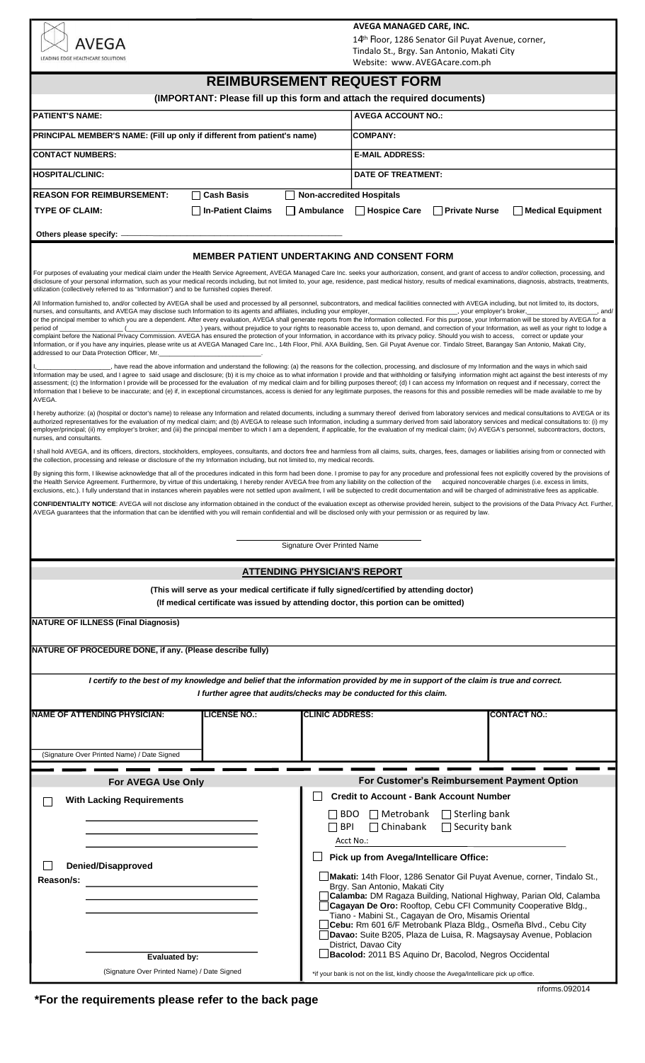AVEGA
LEADING EDGE HEALTHCARE SOLUTIONS

**AVEGA MANAGED CARE, INC.**
14th Floor, 1286 Senator Gil Puyat Avenue, corner,
Tindalo St., Brgy. San Antonio, Makati City
Website: www.AVEGAcare.com.ph

# REIMBURSEMENT REQUEST FORM

**(IMPORTANT: Please fill up this form and attach the required documents)**

| | |
|---|---|
| **PATIENT'S NAME:** | **AVEGA ACCOUNT NO.:** |
| **PRINCIPAL MEMBER'S NAME: (Fill up only if different from patient's name)** | **COMPANY:** |
| **CONTACT NUMBERS:** | **E-MAIL ADDRESS:** |
| **HOSPITAL/CLINIC:** | **DATE OF TREATMENT:** |

**REASON FOR REIMBURSEMENT:** ☐ **Cash Basis** ☐ **Non-accredited Hospitals**

**TYPE OF CLAIM:** ☐ **In-Patient Claims** ☐ **Ambulance** ☐ **Hospice Care** ☐ **Private Nurse** ☐ **Medical Equipment**

**Others please specify:** ______________________________

## MEMBER PATIENT UNDERTAKING AND CONSENT FORM

For purposes of evaluating your medical claim under the Health Service Agreement, AVEGA Managed Care Inc. seeks your authorization, consent, and grant of access to and/or collection, processing, and disclosure of your personal information, such as your medical records including, but not limited to, your age, residence, past medical history, results of medical examinations, diagnosis, abstracts, treatments, utilization (collectively referred to as "Information") and to be furnished copies thereof.

All Information furnished to, and/or collected by AVEGA shall be used and processed by all personnel, subcontractors, and medical facilities connected with AVEGA including, but not limited to, its doctors, nurses, and consultants, and AVEGA may disclose such Information to its agents and affiliates, including your employer,________________________, your employer's broker,__________________, and/ or the principal member to which you are a dependent. After every evaluation, AVEGA shall generate reports from the Information collected. For this purpose, your Information will be stored by AVEGA for a period of ________________ (________) years, without prejudice to your rights to reasonable access to, upon demand, and correction of your Information, as well as your right to lodge a complaint before the National Privacy Commission. AVEGA has ensured the protection of your Information, in accordance with its privacy policy. Should you wish to access, correct or update your Information, or if you have any inquiries, please write us at AVEGA Managed Care Inc., 14th Floor, Phil. AXA Building, Sen. Gil Puyat Avenue cor. Tindalo Street, Barangay San Antonio, Makati City, addressed to our Data Protection Officer, Mr.________________________.

I,____________________, have read the above information and understand the following: (a) the reasons for the collection, processing, and disclosure of my Information and the ways in which said Information may be used, and I agree to said usage and disclosure; (b) it is my choice as to what information I provide and that withholding or falsifying information might act against the best interests of my assessment; (c) the Information I provide will be processed for the evaluation of my medical claim and for billing purposes thereof; (d) I can access my Information on request and if necessary, correct the Information that I believe to be inaccurate; and (e) if, in exceptional circumstances, access is denied for any legitimate purposes, the reasons for this and possible remedies will be made available to me by AVEGA.

I hereby authorize: (a) (hospital or doctor's name) to release any Information and related documents, including a summary thereof derived from laboratory services and medical consultations to AVEGA or its authorized representatives for the evaluation of my medical claim; and (b) AVEGA to release such Information, including a summary derived from said laboratory services and medical consultations to: (i) my employer/principal; (ii) my employer's broker; and (iii) the principal member to which I am a dependent, if applicable, for the evaluation of my medical claim; (iv) AVEGA's personnel, subcontractors, doctors, nurses, and consultants.

I shall hold AVEGA, and its officers, directors, stockholders, employees, consultants, and doctors free and harmless from all claims, suits, charges, fees, damages or liabilities arising from or connected with the collection, processing and release or disclosure of the my Information including, but not limited to, my medical records.

By signing this form, I likewise acknowledge that all of the procedures indicated in this form had been done. I promise to pay for any procedure and professional fees not explicitly covered by the provisions of the Health Service Agreement. Furthermore, by virtue of this undertaking, I hereby render AVEGA free from any liability on the collection of the acquired noncoverable charges (i.e. excess in limits, exclusions, etc.). I fully understand that in instances wherein payables were not settled upon availment, I will be subjected to credit documentation and will be charged of administrative fees as applicable.

**CONFIDENTIALITY NOTICE**: AVEGA will not disclose any information obtained in the conduct of the evaluation except as otherwise provided herein, subject to the provisions of the Data Privacy Act. Further, AVEGA guarantees that the information that can be identified with you will remain confidential and will be disclosed only with your permission or as required by law.

______________________________
Signature Over Printed Name

## ATTENDING PHYSICIAN'S REPORT

**(This will serve as your medical certificate if fully signed/certified by attending doctor)**
**(If medical certificate was issued by attending doctor, this portion can be omitted)**

**NATURE OF ILLNESS (Final Diagnosis)**

**NATURE OF PROCEDURE DONE, if any. (Please describe fully)**

***I certify to the best of my knowledge and belief that the information provided by me in support of the claim is true and correct.***
***I further agree that audits/checks may be conducted for this claim.***

| **NAME OF ATTENDING PHYSICIAN:** | **LICENSE NO.:** | **CLINIC ADDRESS:** | **CONTACT NO.:** |
|---|---|---|---|
| (Signature Over Printed Name) / Date Signed | | | |

### For AVEGA Use Only

☐ **With Lacking Requirements**

______________________________
______________________________
______________________________

☐ **Denied/Disapproved**

**Reason/s:** ______________________________
______________________________
______________________________

**Evaluated by:**
(Signature Over Printed Name) / Date Signed

### For Customer's Reimbursement Payment Option

☐ **Credit to Account - Bank Account Number**

☐ BDO ☐ Metrobank ☐ Sterling bank
☐ BPI ☐ Chinabank ☐ Security bank

Acct No.: ______________________________

☐ **Pick up from Avega/Intellicare Office:**

- ☐ **Makati:** 14th Floor, 1286 Senator Gil Puyat Avenue, corner, Tindalo St., Brgy. San Antonio, Makati City
- ☐ **Calamba:** DM Ragaza Building, National Highway, Parian Old, Calamba
- ☐ **Cagayan De Oro:** Rooftop, Cebu CFI Community Cooperative Bldg., Tiano - Mabini St., Cagayan de Oro, Misamis Oriental
- ☐ **Cebu:** Rm 601 6/F Metrobank Plaza Bldg., Osmeña Blvd., Cebu City
- ☐ **Davao:** Suite B205, Plaza de Luisa, R. Magsaysay Avenue, Poblacion District, Davao City
- ☐ **Bacolod:** 2011 BS Aquino Dr, Bacolod, Negros Occidental

*if your bank is not on the list, kindly choose the Avega/Intellicare pick up office.

riforms.092014

**\*For the requirements please refer to the back page**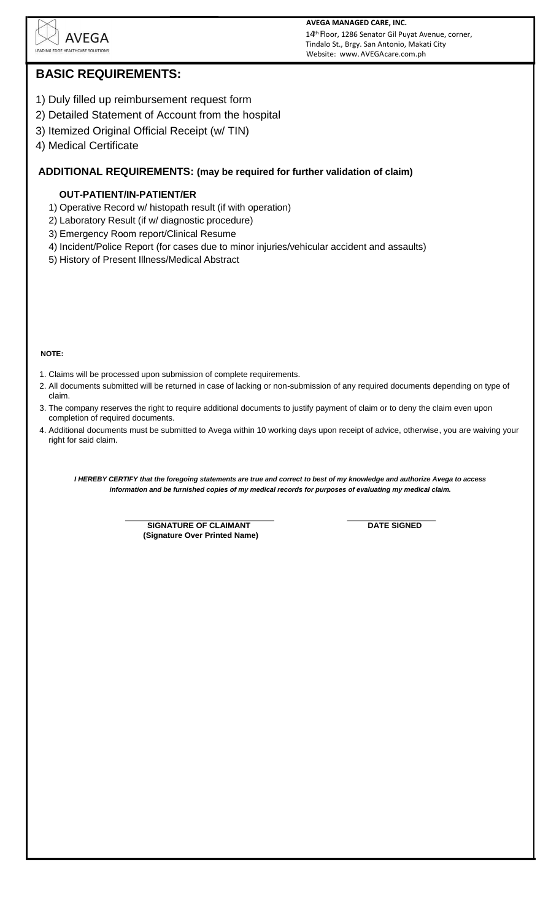AVEGA
LEADING EDGE HEALTHCARE SOLUTIONS

**AVEGA MANAGED CARE, INC.**
14th Floor, 1286 Senator Gil Puyat Avenue, corner,
Tindalo St., Brgy. San Antonio, Makati City
Website: www.AVEGAcare.com.ph

## BASIC REQUIREMENTS:

1) Duly filled up reimbursement request form
2) Detailed Statement of Account from the hospital
3) Itemized Original Official Receipt (w/ TIN)
4) Medical Certificate

### ADDITIONAL REQUIREMENTS: (may be required for further validation of claim)

#### OUT-PATIENT/IN-PATIENT/ER

1) Operative Record w/ histopath result (if with operation)
2) Laboratory Result (if w/ diagnostic procedure)
3) Emergency Room report/Clinical Resume
4) Incident/Police Report (for cases due to minor injuries/vehicular accident and assaults)
5) History of Present Illness/Medical Abstract

**NOTE:**

1. Claims will be processed upon submission of complete requirements.
2. All documents submitted will be returned in case of lacking or non-submission of any required documents depending on type of claim.
3. The company reserves the right to require additional documents to justify payment of claim or to deny the claim even upon completion of required documents.
4. Additional documents must be submitted to Avega within 10 working days upon receipt of advice, otherwise, you are waiving your right for said claim.

***I HEREBY CERTIFY that the foregoing statements are true and correct to best of my knowledge and authorize Avega to access information and be furnished copies of my medical records for purposes of evaluating my medical claim.***

| | |
|---|---|
| ______________________________ | ____________________ |
| **SIGNATURE OF CLAIMANT** **(Signature Over Printed Name)** | **DATE SIGNED** |